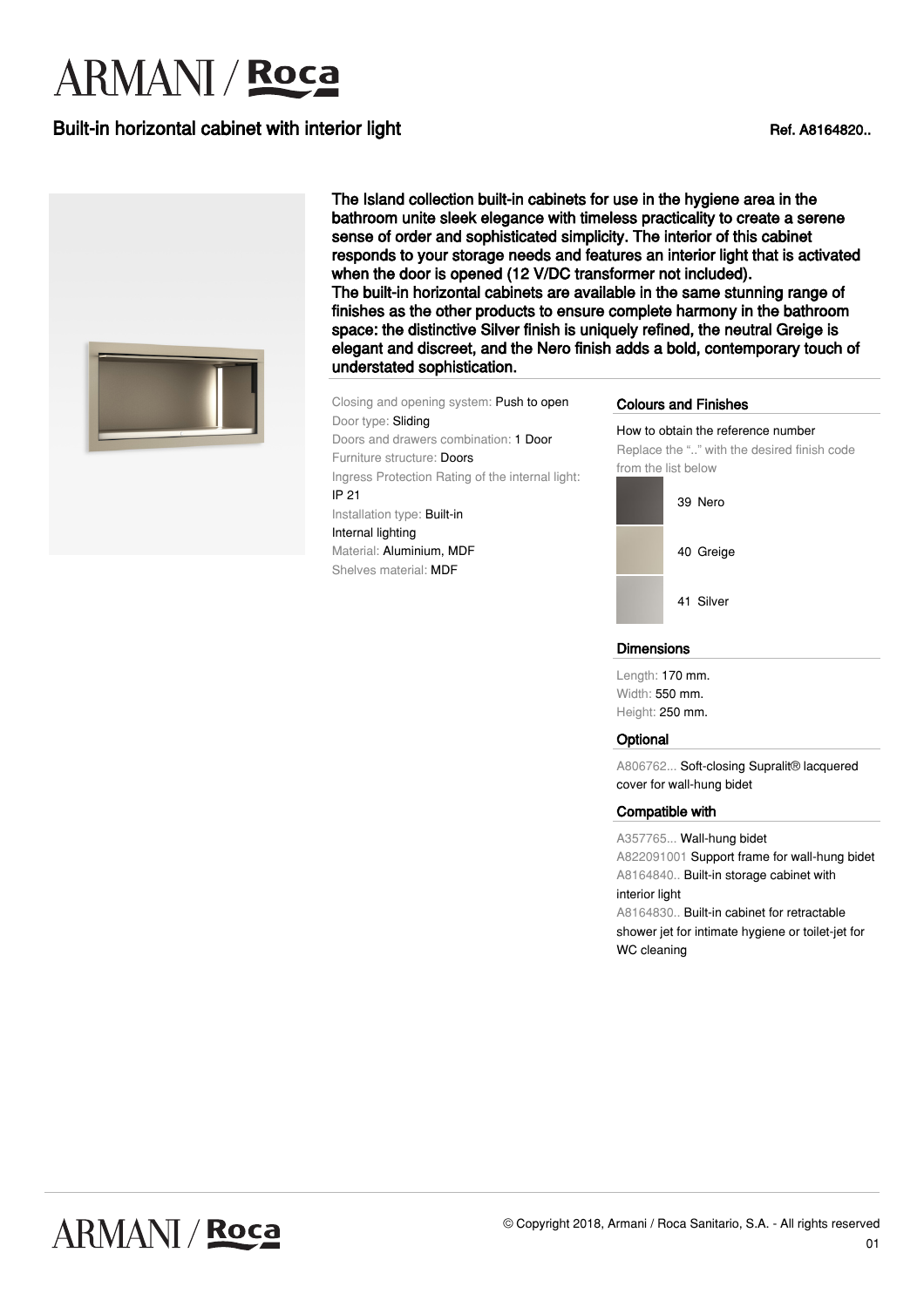ARMANI / Roca

# Built-in horizontal cabinet with interior light

Ref. A8164820..

**The Island collection built-in cabinets for use in the hygiene area in the bathroom unite sleek elegance with timeless practicality to create a serene sense of order and sophisticated simplicity. The interior of this cabinet responds to your storage needs and features an interior light that is activated when the door is opened (12 V/DC transformer not included).**
**The built-in horizontal cabinets are available in the same stunning range of finishes as the other products to ensure complete harmony in the bathroom space: the distinctive Silver finish is uniquely refined, the neutral Greige is elegant and discreet, and the Nero finish adds a bold, contemporary touch of understated sophistication.**

Closing and opening system: Push to open
Door type: Sliding
Doors and drawers combination: 1 Door
Furniture structure: Doors
Ingress Protection Rating of the internal light: IP 21
Installation type: Built-in
Internal lighting
Material: Aluminium, MDF
Shelves material: MDF

## Colours and Finishes

How to obtain the reference number
Replace the ".." with the desired finish code from the list below

- 39 Nero
- 40 Greige
- 41 Silver

## Dimensions

Length: 170 mm.
Width: 550 mm.
Height: 250 mm.

## Optional

A806762... Soft-closing Supralit® lacquered cover for wall-hung bidet

## Compatible with

A357765... Wall-hung bidet
A822091001 Support frame for wall-hung bidet
A8164840.. Built-in storage cabinet with interior light
A8164830.. Built-in cabinet for retractable shower jet for intimate hygiene or toilet-jet for WC cleaning

© Copyright 2018, Armani / Roca Sanitario, S.A. - All rights reserved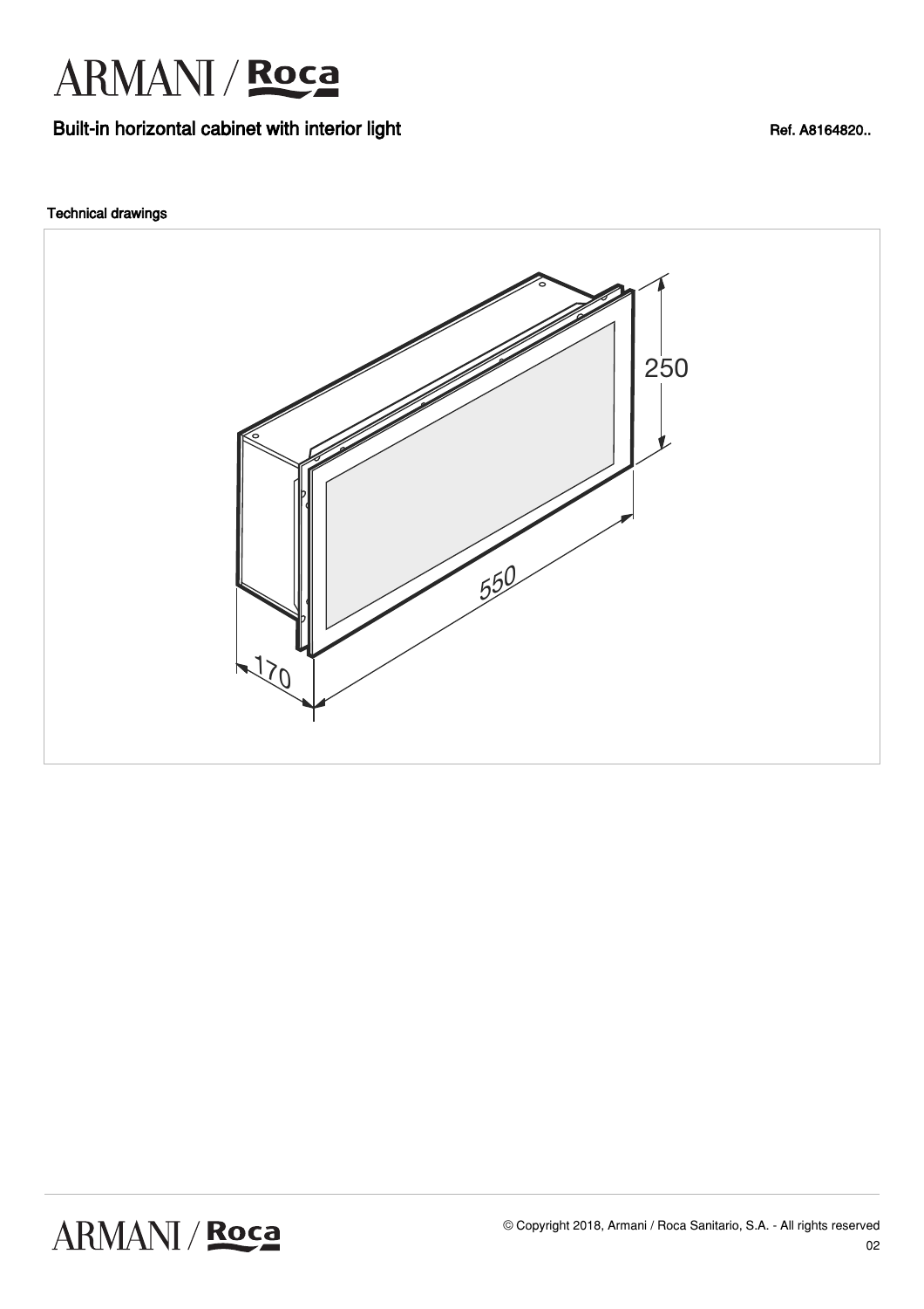# Built-in horizontal cabinet with interior light

Ref. A8164820..

## Technical drawings

250

550

170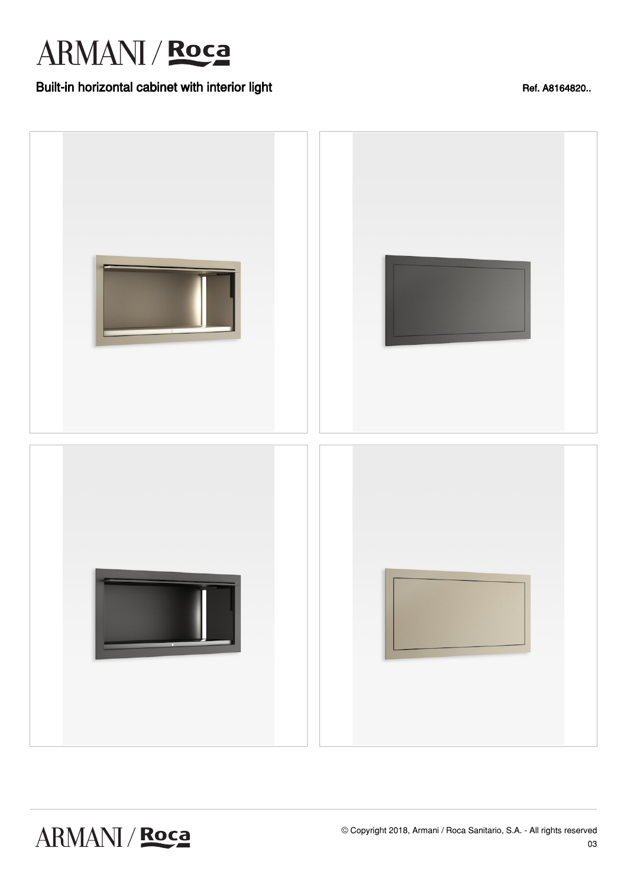# ARMANI / Roca

## Built-in horizontal cabinet with interior light

Ref. A8164820..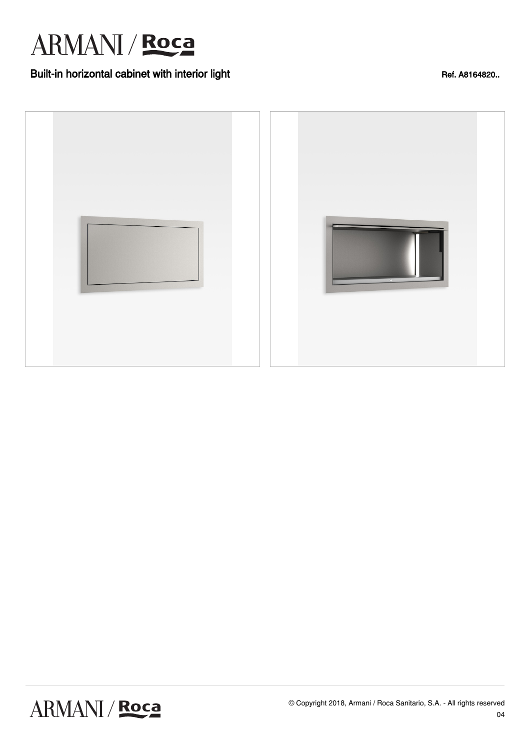# ARMANI / Roca

## Built-in horizontal cabinet with interior light

Ref. A8164820..

© Copyright 2018, Armani / Roca Sanitario, S.A. - All rights reserved